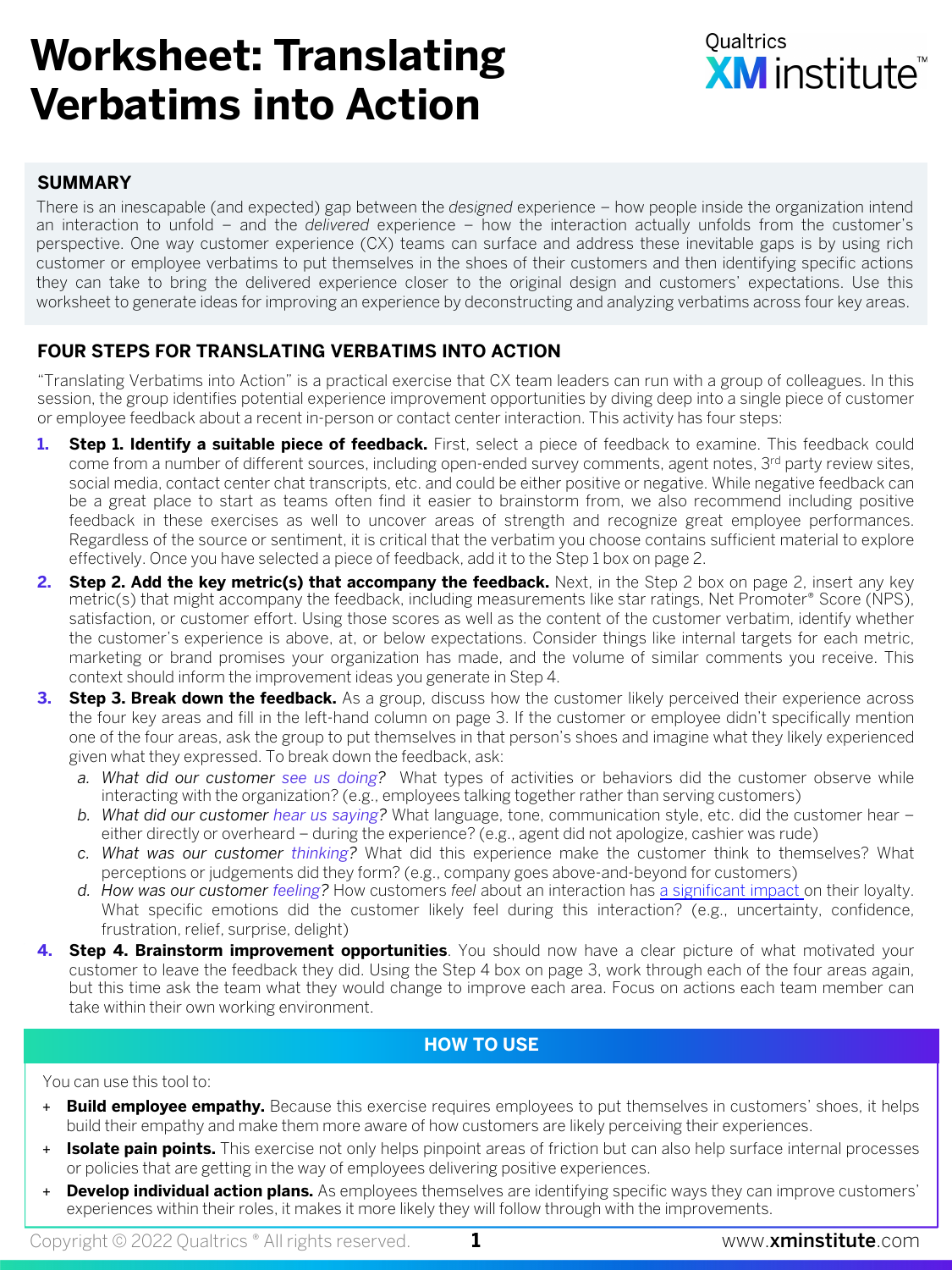# Worksheet: Translating Verbatims into Action

Qualtrics XM institute™

## SUMMARY

There is an inescapable (and expected) gap between the *designed* experience – how people inside the organization intend an interaction to unfold – and the *delivered* experience – how the interaction actually unfolds from the customer's perspective. One way customer experience (CX) teams can surface and address these inevitable gaps is by using rich customer or employee verbatims to put themselves in the shoes of their customers and then identifying specific actions they can take to bring the delivered experience closer to the original design and customers' expectations. Use this worksheet to generate ideas for improving an experience by deconstructing and analyzing verbatims across four key areas.

## FOUR STEPS FOR TRANSLATING VERBATIMS INTO ACTION

"Translating Verbatims into Action" is a practical exercise that CX team leaders can run with a group of colleagues. In this session, the group identifies potential experience improvement opportunities by diving deep into a single piece of customer or employee feedback about a recent in-person or contact center interaction. This activity has four steps:

1. **Step 1. Identify a suitable piece of feedback.** First, select a piece of feedback to examine. This feedback could come from a number of different sources, including open-ended survey comments, agent notes, 3rd party review sites, social media, contact center chat transcripts, etc. and could be either positive or negative. While negative feedback can be a great place to start as teams often find it easier to brainstorm from, we also recommend including positive feedback in these exercises as well to uncover areas of strength and recognize great employee performances. Regardless of the source or sentiment, it is critical that the verbatim you choose contains sufficient material to explore effectively. Once you have selected a piece of feedback, add it to the Step 1 box on page 2.
2. **Step 2. Add the key metric(s) that accompany the feedback.** Next, in the Step 2 box on page 2, insert any key metric(s) that might accompany the feedback, including measurements like star ratings, Net Promoter® Score (NPS), satisfaction, or customer effort. Using those scores as well as the content of the customer verbatim, identify whether the customer's experience is above, at, or below expectations. Consider things like internal targets for each metric, marketing or brand promises your organization has made, and the volume of similar comments you receive. This context should inform the improvement ideas you generate in Step 4.
3. **Step 3. Break down the feedback.** As a group, discuss how the customer likely perceived their experience across the four key areas and fill in the left-hand column on page 3. If the customer or employee didn't specifically mention one of the four areas, ask the group to put themselves in that person's shoes and imagine what they likely experienced given what they expressed. To break down the feedback, ask:
   a. *What did our customer see us doing?* What types of activities or behaviors did the customer observe while interacting with the organization? (e.g., employees talking together rather than serving customers)
   b. *What did our customer hear us saying?* What language, tone, communication style, etc. did the customer hear – either directly or overheard – during the experience? (e.g., agent did not apologize, cashier was rude)
   c. *What was our customer thinking?* What did this experience make the customer think to themselves? What perceptions or judgements did they form? (e.g., company goes above-and-beyond for customers)
   d. *How was our customer feeling?* How customers *feel* about an interaction has a significant impact on their loyalty. What specific emotions did the customer likely feel during this interaction? (e.g., uncertainty, confidence, frustration, relief, surprise, delight)
4. **Step 4. Brainstorm improvement opportunities**. You should now have a clear picture of what motivated your customer to leave the feedback they did. Using the Step 4 box on page 3, work through each of the four areas again, but this time ask the team what they would change to improve each area. Focus on actions each team member can take within their own working environment.

## HOW TO USE

You can use this tool to:

+ **Build employee empathy.** Because this exercise requires employees to put themselves in customers' shoes, it helps build their empathy and make them more aware of how customers are likely perceiving their experiences.
+ **Isolate pain points.** This exercise not only helps pinpoint areas of friction but can also help surface internal processes or policies that are getting in the way of employees delivering positive experiences.
+ **Develop individual action plans.** As employees themselves are identifying specific ways they can improve customers' experiences within their roles, it makes it more likely they will follow through with the improvements.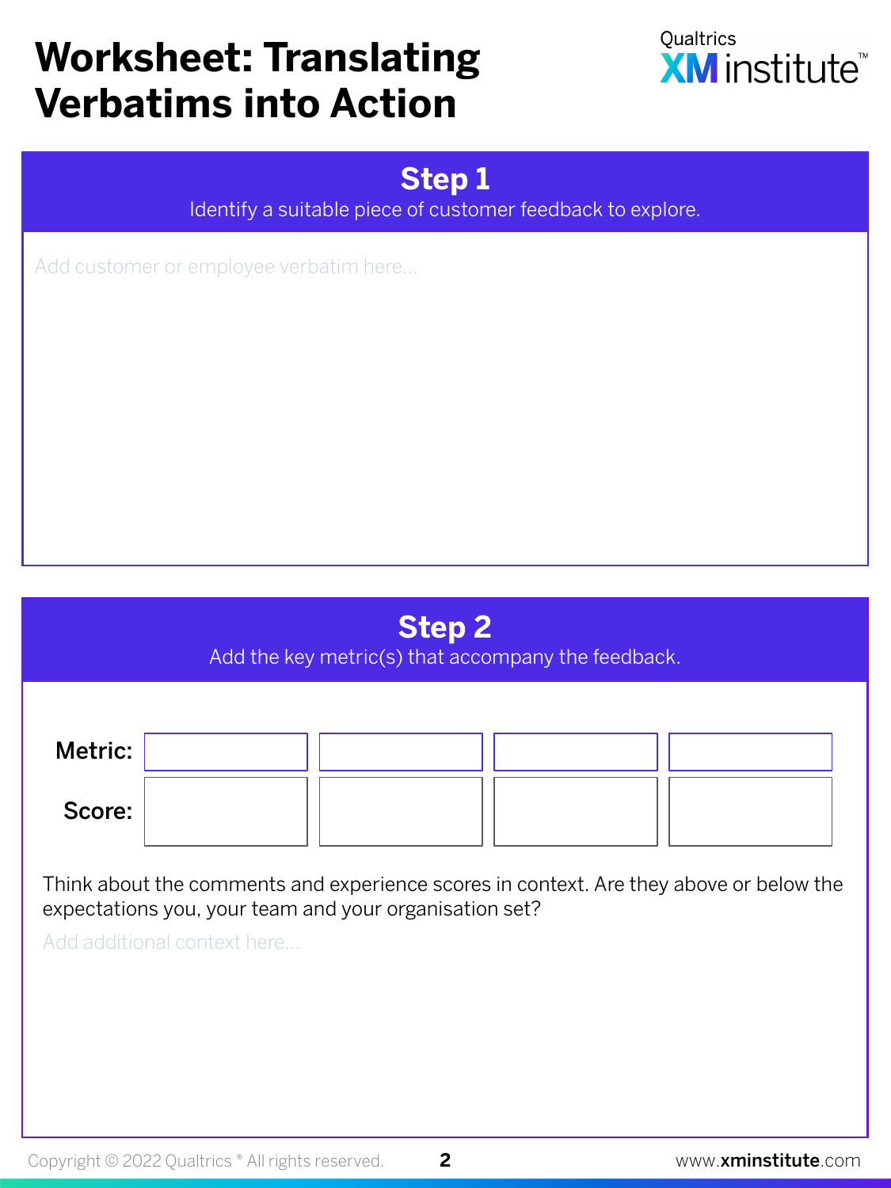# Worksheet: Translating Verbatims into Action

Qualtrics XM institute™

## Step 1

Identify a suitable piece of customer feedback to explore.

Add customer or employee verbatim here...

## Step 2

Add the key metric(s) that accompany the feedback.

| **Metric:** | | | | |
|---|---|---|---|---|
| **Score:** | | | | |

Think about the comments and experience scores in context. Are they above or below the expectations you, your team and your organisation set?

Add additional context here...

Copyright © 2022 Qualtrics ® All rights reserved.

www.xminstitute.com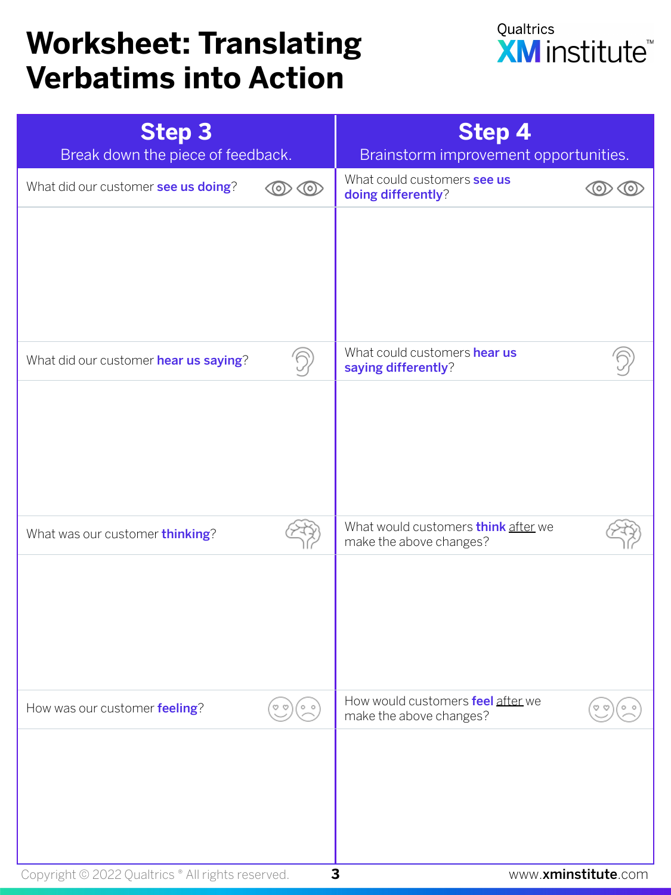# Worksheet: Translating Verbatims into Action

Qualtrics XM institute™

| Step 3<br>Break down the piece of feedback. | Step 4<br>Brainstorm improvement opportunities. |
|---|---|
| What did our customer **see us doing**? | What could customers **see us doing differently**? |
| | |
| What did our customer **hear us saying**? | What could customers **hear us saying differently**? |
| | |
| What was our customer **thinking**? | What would customers **think** after we make the above changes? |
| | |
| How was our customer **feeling**? | How would customers **feel** after we make the above changes? |
| | |

Copyright © 2022 Qualtrics ® All rights reserved.

www.**xminstitute**.com